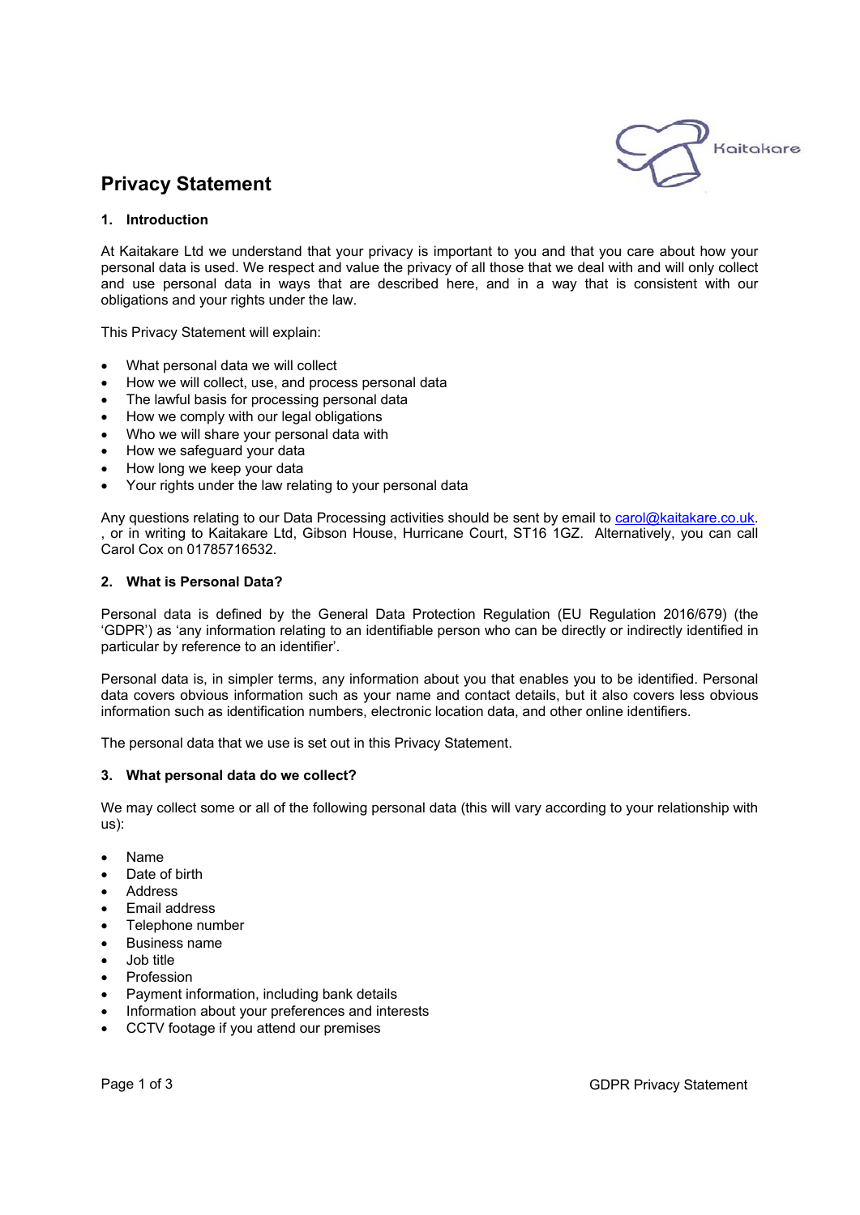# Privacy Statement

## 1. Introduction

At Kaitakare Ltd we understand that your privacy is important to you and that you care about how your personal data is used. We respect and value the privacy of all those that we deal with and will only collect and use personal data in ways that are described here, and in a way that is consistent with our obligations and your rights under the law.

This Privacy Statement will explain:

- What personal data we will collect
- How we will collect, use, and process personal data
- The lawful basis for processing personal data
- How we comply with our legal obligations
- Who we will share your personal data with
- How we safeguard your data
- How long we keep your data
- Your rights under the law relating to your personal data

Any questions relating to our Data Processing activities should be sent by email to carol@kaitakare.co.uk. , or in writing to Kaitakare Ltd, Gibson House, Hurricane Court, ST16 1GZ. Alternatively, you can call Carol Cox on 01785716532.

## 2. What is Personal Data?

Personal data is defined by the General Data Protection Regulation (EU Regulation 2016/679) (the 'GDPR') as 'any information relating to an identifiable person who can be directly or indirectly identified in particular by reference to an identifier'.

Personal data is, in simpler terms, any information about you that enables you to be identified. Personal data covers obvious information such as your name and contact details, but it also covers less obvious information such as identification numbers, electronic location data, and other online identifiers.

The personal data that we use is set out in this Privacy Statement.

## 3. What personal data do we collect?

We may collect some or all of the following personal data (this will vary according to your relationship with us):

- Name
- Date of birth
- Address
- Email address
- Telephone number
- Business name
- Job title
- Profession
- Payment information, including bank details
- Information about your preferences and interests
- CCTV footage if you attend our premises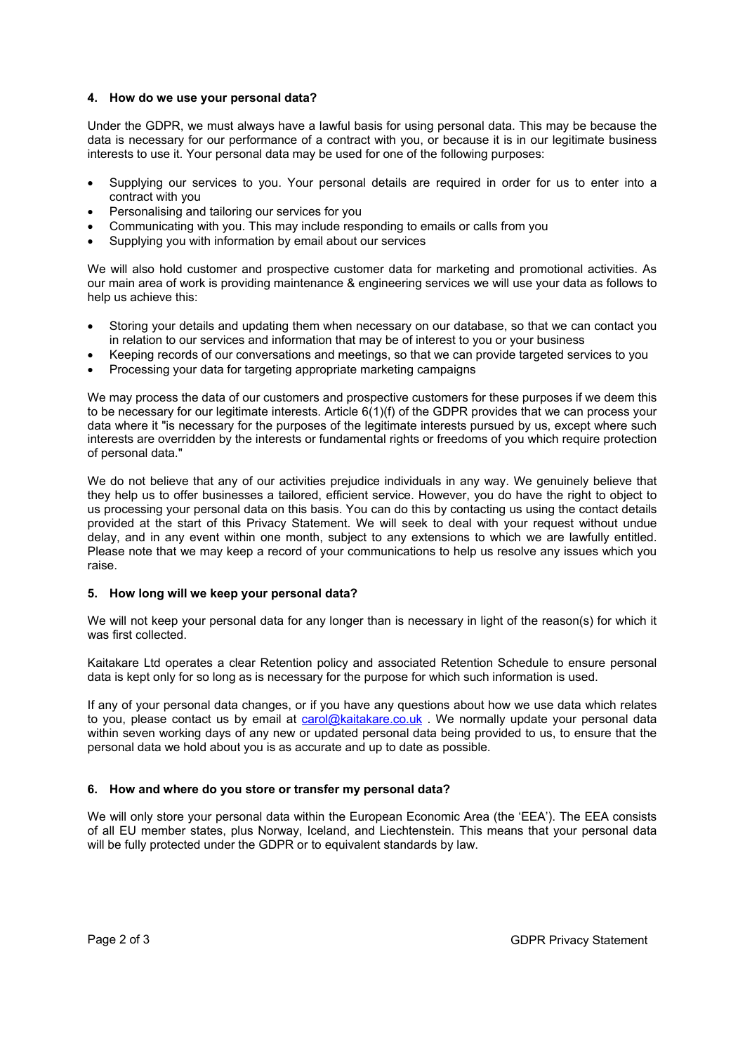### 4. How do we use your personal data?

Under the GDPR, we must always have a lawful basis for using personal data. This may be because the data is necessary for our performance of a contract with you, or because it is in our legitimate business interests to use it. Your personal data may be used for one of the following purposes:

- Supplying our services to you. Your personal details are required in order for us to enter into a contract with you
- Personalising and tailoring our services for you
- Communicating with you. This may include responding to emails or calls from you
- Supplying you with information by email about our services

We will also hold customer and prospective customer data for marketing and promotional activities. As our main area of work is providing maintenance & engineering services we will use your data as follows to help us achieve this:

- Storing your details and updating them when necessary on our database, so that we can contact you in relation to our services and information that may be of interest to you or your business
- Keeping records of our conversations and meetings, so that we can provide targeted services to you
- Processing your data for targeting appropriate marketing campaigns

We may process the data of our customers and prospective customers for these purposes if we deem this to be necessary for our legitimate interests. Article 6(1)(f) of the GDPR provides that we can process your data where it "is necessary for the purposes of the legitimate interests pursued by us, except where such interests are overridden by the interests or fundamental rights or freedoms of you which require protection of personal data."

We do not believe that any of our activities prejudice individuals in any way. We genuinely believe that they help us to offer businesses a tailored, efficient service. However, you do have the right to object to us processing your personal data on this basis. You can do this by contacting us using the contact details provided at the start of this Privacy Statement. We will seek to deal with your request without undue delay, and in any event within one month, subject to any extensions to which we are lawfully entitled. Please note that we may keep a record of your communications to help us resolve any issues which you raise.

### 5. How long will we keep your personal data?

We will not keep your personal data for any longer than is necessary in light of the reason(s) for which it was first collected.

Kaitakare Ltd operates a clear Retention policy and associated Retention Schedule to ensure personal data is kept only for so long as is necessary for the purpose for which such information is used.

If any of your personal data changes, or if you have any questions about how we use data which relates to you, please contact us by email at carol@kaitakare.co.uk . We normally update your personal data within seven working days of any new or updated personal data being provided to us, to ensure that the personal data we hold about you is as accurate and up to date as possible.

### 6. How and where do you store or transfer my personal data?

We will only store your personal data within the European Economic Area (the 'EEA'). The EEA consists of all EU member states, plus Norway, Iceland, and Liechtenstein. This means that your personal data will be fully protected under the GDPR or to equivalent standards by law.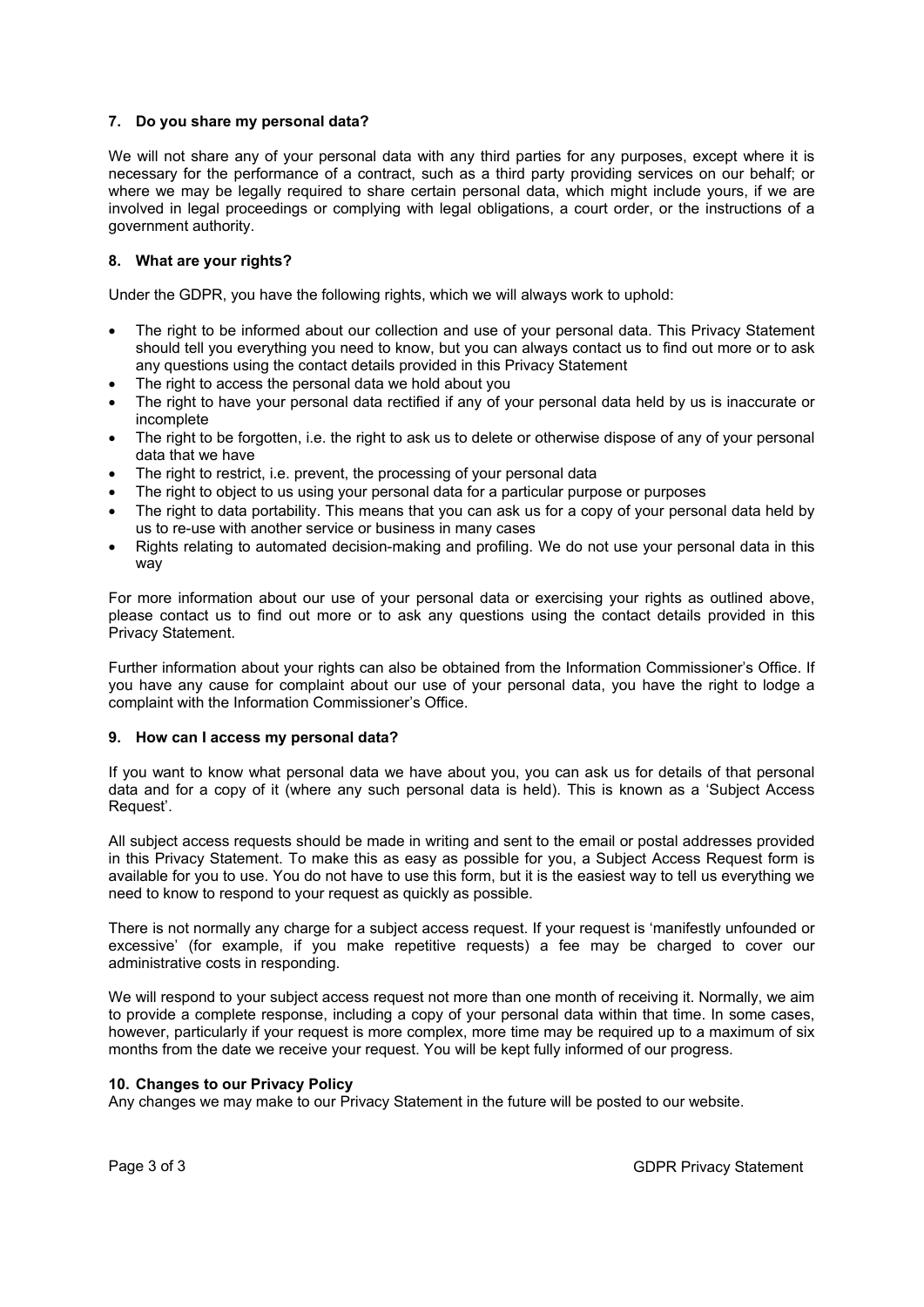### 7. Do you share my personal data?

We will not share any of your personal data with any third parties for any purposes, except where it is necessary for the performance of a contract, such as a third party providing services on our behalf; or where we may be legally required to share certain personal data, which might include yours, if we are involved in legal proceedings or complying with legal obligations, a court order, or the instructions of a government authority.

### 8. What are your rights?

Under the GDPR, you have the following rights, which we will always work to uphold:

- The right to be informed about our collection and use of your personal data. This Privacy Statement should tell you everything you need to know, but you can always contact us to find out more or to ask any questions using the contact details provided in this Privacy Statement
- The right to access the personal data we hold about you
- The right to have your personal data rectified if any of your personal data held by us is inaccurate or incomplete
- The right to be forgotten, i.e. the right to ask us to delete or otherwise dispose of any of your personal data that we have
- The right to restrict, i.e. prevent, the processing of your personal data
- The right to object to us using your personal data for a particular purpose or purposes
- The right to data portability. This means that you can ask us for a copy of your personal data held by us to re-use with another service or business in many cases
- Rights relating to automated decision-making and profiling. We do not use your personal data in this way

For more information about our use of your personal data or exercising your rights as outlined above, please contact us to find out more or to ask any questions using the contact details provided in this Privacy Statement.

Further information about your rights can also be obtained from the Information Commissioner's Office. If you have any cause for complaint about our use of your personal data, you have the right to lodge a complaint with the Information Commissioner's Office.

### 9. How can I access my personal data?

If you want to know what personal data we have about you, you can ask us for details of that personal data and for a copy of it (where any such personal data is held). This is known as a 'Subject Access Request'.

All subject access requests should be made in writing and sent to the email or postal addresses provided in this Privacy Statement. To make this as easy as possible for you, a Subject Access Request form is available for you to use. You do not have to use this form, but it is the easiest way to tell us everything we need to know to respond to your request as quickly as possible.

There is not normally any charge for a subject access request. If your request is 'manifestly unfounded or excessive' (for example, if you make repetitive requests) a fee may be charged to cover our administrative costs in responding.

We will respond to your subject access request not more than one month of receiving it. Normally, we aim to provide a complete response, including a copy of your personal data within that time. In some cases, however, particularly if your request is more complex, more time may be required up to a maximum of six months from the date we receive your request. You will be kept fully informed of our progress.

### 10. Changes to our Privacy Policy

Any changes we may make to our Privacy Statement in the future will be posted to our website.